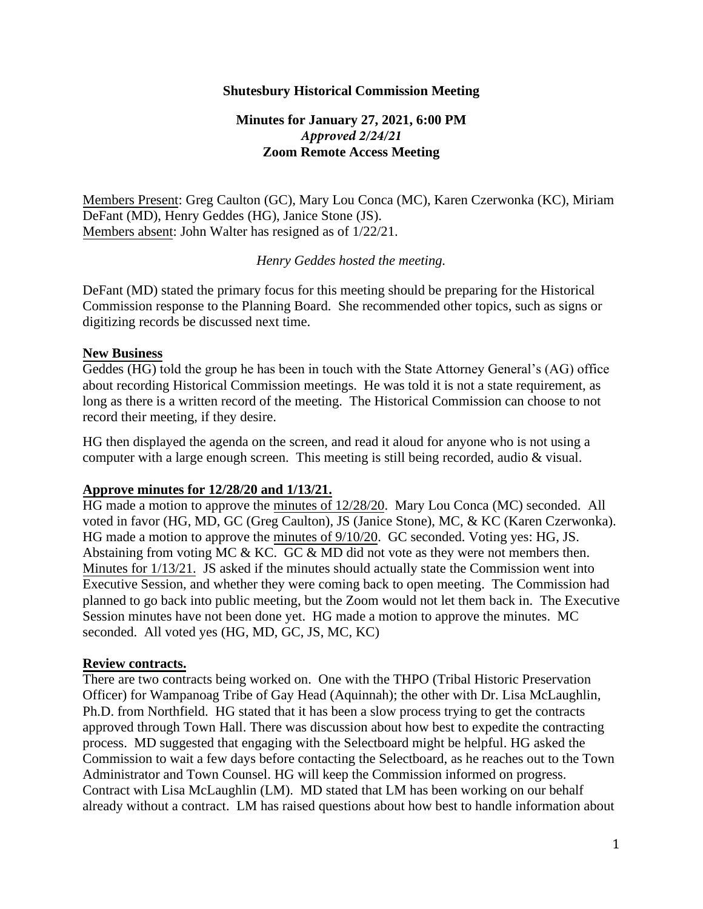**Shutesbury Historical Commission Meeting**

**Minutes for January 27, 2021, 6:00 PM**
*Approved 2/24/21*
**Zoom Remote Access Meeting**

Members Present: Greg Caulton (GC), Mary Lou Conca (MC), Karen Czerwonka (KC), Miriam DeFant (MD), Henry Geddes (HG), Janice Stone (JS).
Members absent: John Walter has resigned as of 1/22/21.

*Henry Geddes hosted the meeting.*

DeFant (MD) stated the primary focus for this meeting should be preparing for the Historical Commission response to the Planning Board. She recommended other topics, such as signs or digitizing records be discussed next time.

**New Business**

Geddes (HG) told the group he has been in touch with the State Attorney General's (AG) office about recording Historical Commission meetings. He was told it is not a state requirement, as long as there is a written record of the meeting. The Historical Commission can choose to not record their meeting, if they desire.

HG then displayed the agenda on the screen, and read it aloud for anyone who is not using a computer with a large enough screen. This meeting is still being recorded, audio & visual.

**Approve minutes for 12/28/20 and 1/13/21.**

HG made a motion to approve the minutes of 12/28/20. Mary Lou Conca (MC) seconded. All voted in favor (HG, MD, GC (Greg Caulton), JS (Janice Stone), MC, & KC (Karen Czerwonka). HG made a motion to approve the minutes of 9/10/20. GC seconded. Voting yes: HG, JS. Abstaining from voting MC & KC. GC & MD did not vote as they were not members then. Minutes for 1/13/21. JS asked if the minutes should actually state the Commission went into Executive Session, and whether they were coming back to open meeting. The Commission had planned to go back into public meeting, but the Zoom would not let them back in. The Executive Session minutes have not been done yet. HG made a motion to approve the minutes. MC seconded. All voted yes (HG, MD, GC, JS, MC, KC)

**Review contracts.**

There are two contracts being worked on. One with the THPO (Tribal Historic Preservation Officer) for Wampanoag Tribe of Gay Head (Aquinnah); the other with Dr. Lisa McLaughlin, Ph.D. from Northfield. HG stated that it has been a slow process trying to get the contracts approved through Town Hall. There was discussion about how best to expedite the contracting process. MD suggested that engaging with the Selectboard might be helpful. HG asked the Commission to wait a few days before contacting the Selectboard, as he reaches out to the Town Administrator and Town Counsel. HG will keep the Commission informed on progress. Contract with Lisa McLaughlin (LM). MD stated that LM has been working on our behalf already without a contract. LM has raised questions about how best to handle information about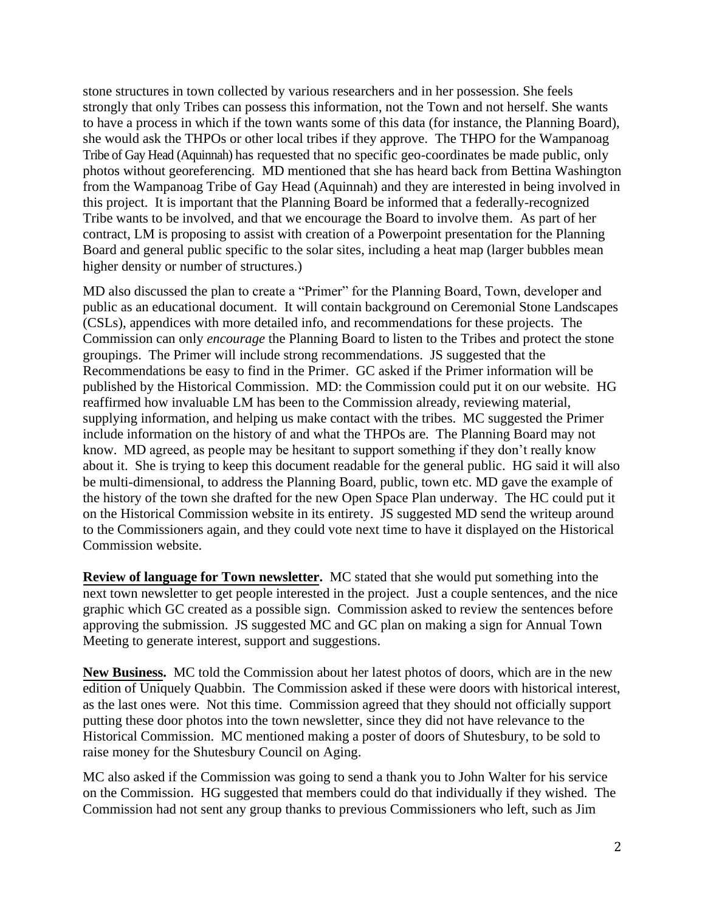stone structures in town collected by various researchers and in her possession. She feels strongly that only Tribes can possess this information, not the Town and not herself. She wants to have a process in which if the town wants some of this data (for instance, the Planning Board), she would ask the THPOs or other local tribes if they approve. The THPO for the Wampanoag Tribe of Gay Head (Aquinnah) has requested that no specific geo-coordinates be made public, only photos without georeferencing. MD mentioned that she has heard back from Bettina Washington from the Wampanoag Tribe of Gay Head (Aquinnah) and they are interested in being involved in this project. It is important that the Planning Board be informed that a federally-recognized Tribe wants to be involved, and that we encourage the Board to involve them. As part of her contract, LM is proposing to assist with creation of a Powerpoint presentation for the Planning Board and general public specific to the solar sites, including a heat map (larger bubbles mean higher density or number of structures.)

MD also discussed the plan to create a "Primer" for the Planning Board, Town, developer and public as an educational document. It will contain background on Ceremonial Stone Landscapes (CSLs), appendices with more detailed info, and recommendations for these projects. The Commission can only *encourage* the Planning Board to listen to the Tribes and protect the stone groupings. The Primer will include strong recommendations. JS suggested that the Recommendations be easy to find in the Primer. GC asked if the Primer information will be published by the Historical Commission. MD: the Commission could put it on our website. HG reaffirmed how invaluable LM has been to the Commission already, reviewing material, supplying information, and helping us make contact with the tribes. MC suggested the Primer include information on the history of and what the THPOs are. The Planning Board may not know. MD agreed, as people may be hesitant to support something if they don't really know about it. She is trying to keep this document readable for the general public. HG said it will also be multi-dimensional, to address the Planning Board, public, town etc. MD gave the example of the history of the town she drafted for the new Open Space Plan underway. The HC could put it on the Historical Commission website in its entirety. JS suggested MD send the writeup around to the Commissioners again, and they could vote next time to have it displayed on the Historical Commission website.

**Review of language for Town newsletter.** MC stated that she would put something into the next town newsletter to get people interested in the project. Just a couple sentences, and the nice graphic which GC created as a possible sign. Commission asked to review the sentences before approving the submission. JS suggested MC and GC plan on making a sign for Annual Town Meeting to generate interest, support and suggestions.

**New Business.** MC told the Commission about her latest photos of doors, which are in the new edition of Uniquely Quabbin. The Commission asked if these were doors with historical interest, as the last ones were. Not this time. Commission agreed that they should not officially support putting these door photos into the town newsletter, since they did not have relevance to the Historical Commission. MC mentioned making a poster of doors of Shutesbury, to be sold to raise money for the Shutesbury Council on Aging.

MC also asked if the Commission was going to send a thank you to John Walter for his service on the Commission. HG suggested that members could do that individually if they wished. The Commission had not sent any group thanks to previous Commissioners who left, such as Jim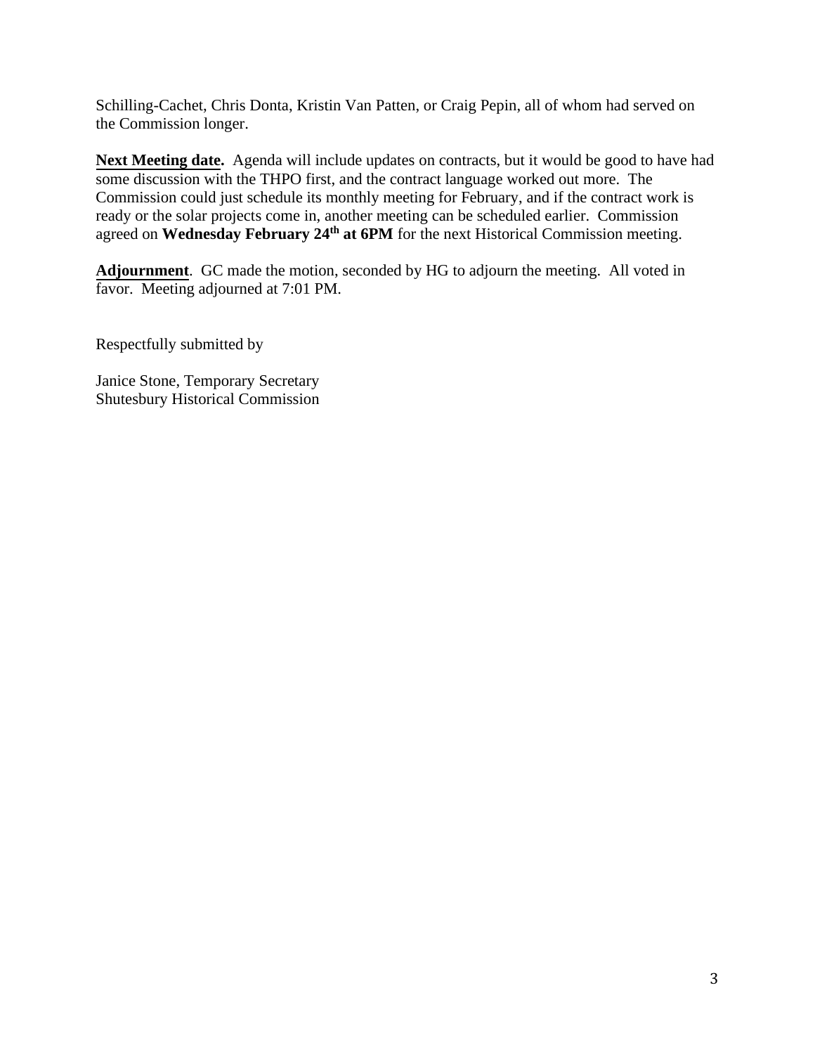Schilling-Cachet, Chris Donta, Kristin Van Patten, or Craig Pepin, all of whom had served on the Commission longer.

**Next Meeting date.** Agenda will include updates on contracts, but it would be good to have had some discussion with the THPO first, and the contract language worked out more. The Commission could just schedule its monthly meeting for February, and if the contract work is ready or the solar projects come in, another meeting can be scheduled earlier. Commission agreed on **Wednesday February 24th at 6PM** for the next Historical Commission meeting.

**Adjournment**. GC made the motion, seconded by HG to adjourn the meeting. All voted in favor. Meeting adjourned at 7:01 PM.

Respectfully submitted by

Janice Stone, Temporary Secretary
Shutesbury Historical Commission